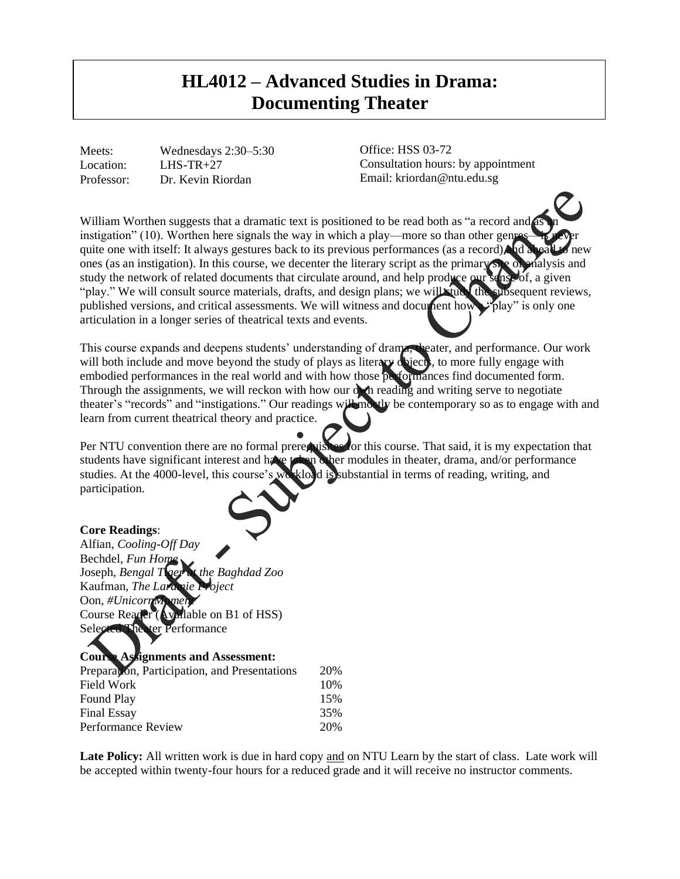# HL4012 – Advanced Studies in Drama: Documenting Theater

Meets: Wednesdays 2:30–5:30
Location: LHS-TR+27
Professor: Dr. Kevin Riordan

Office: HSS 03-72
Consultation hours: by appointment
Email: kriordan@ntu.edu.sg

William Worthen suggests that a dramatic text is positioned to be read both as "a record and as an instigation" (10). Worthen here signals the way in which a play—more so than other genres—is never quite one with itself: It always gestures back to its previous performances (as a record) and ahead to new ones (as an instigation). In this course, we decenter the literary script as the primary site of analysis and study the network of related documents that circulate around, and help produce our sense of, a given "play." We will consult source materials, drafts, and design plans; we will study the subsequent reviews, published versions, and critical assessments. We will witness and document how a "play" is only one articulation in a longer series of theatrical texts and events.

This course expands and deepens students' understanding of drama, theater, and performance. Our work will both include and move beyond the study of plays as literary objects, to more fully engage with embodied performances in the real world and with how those performances find documented form. Through the assignments, we will reckon with how our own reading and writing serve to negotiate theater's "records" and "instigations." Our readings will mostly be contemporary so as to engage with and learn from current theatrical theory and practice.

Per NTU convention there are no formal prerequisites for this course. That said, it is my expectation that students have significant interest and have taken other modules in theater, drama, and/or performance studies. At the 4000-level, this course's workload is substantial in terms of reading, writing, and participation.

**Core Readings**:
Alfian, *Cooling-Off Day*
Bechdel, *Fun Home*
Joseph, *Bengal Tiger at the Baghdad Zoo*
Kaufman, *The Laramie Project*
Oon, *#UnicornMoment*
Course Reader (Available on B1 of HSS)
Selected Theater Performance

**Course Assignments and Assessment:**

| | |
|---|---|
| Preparation, Participation, and Presentations | 20% |
| Field Work | 10% |
| Found Play | 15% |
| Final Essay | 35% |
| Performance Review | 20% |

**Late Policy:** All written work is due in hard copy <u>and</u> on NTU Learn by the start of class. Late work will be accepted within twenty-four hours for a reduced grade and it will receive no instructor comments.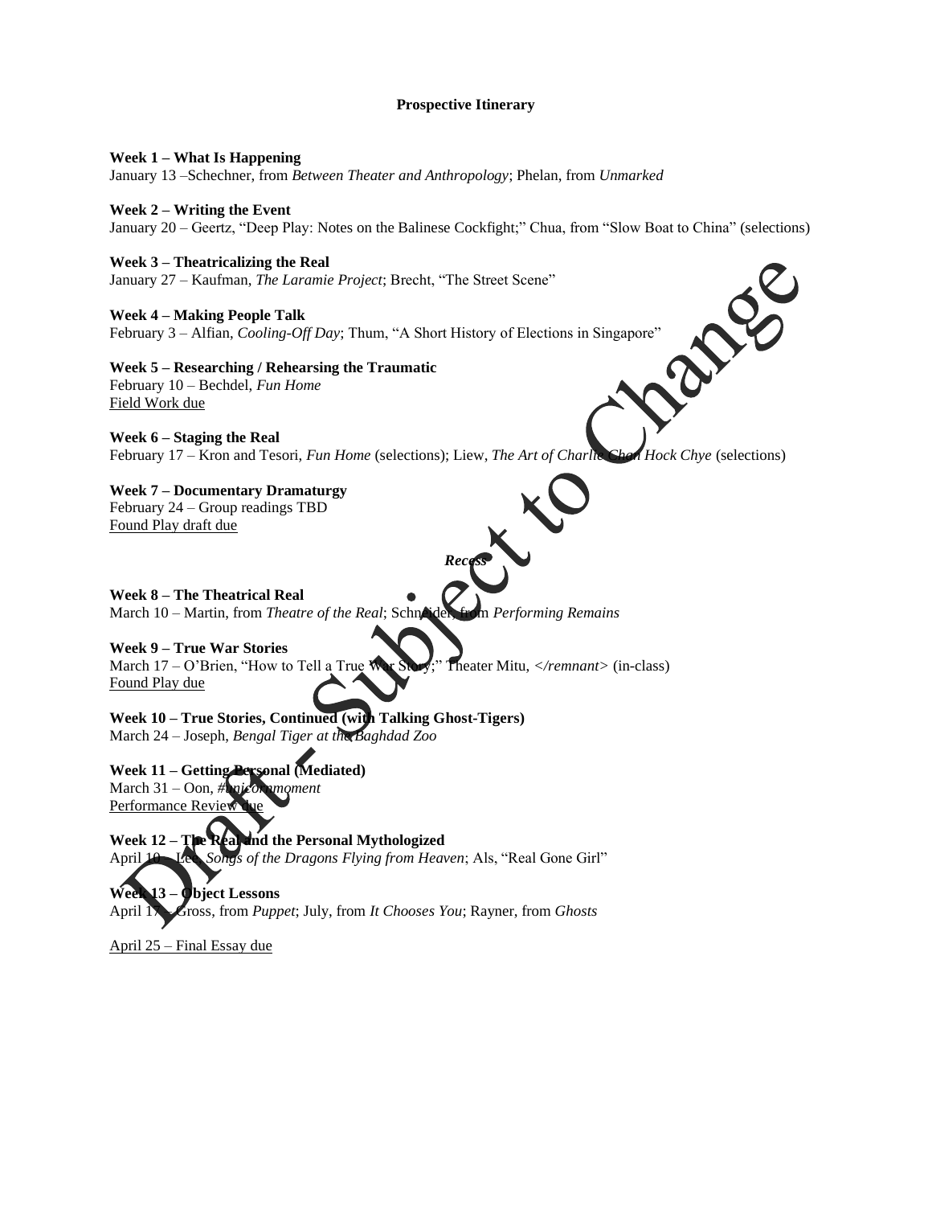**Prospective Itinerary**

**Week 1 – What Is Happening**
January 13 –Schechner, from *Between Theater and Anthropology*; Phelan, from *Unmarked*

**Week 2 – Writing the Event**
January 20 – Geertz, "Deep Play: Notes on the Balinese Cockfight;" Chua, from "Slow Boat to China" (selections)

**Week 3 – Theatricalizing the Real**
January 27 – Kaufman, *The Laramie Project*; Brecht, "The Street Scene"

**Week 4 – Making People Talk**
February 3 – Alfian, *Cooling-Off Day*; Thum, "A Short History of Elections in Singapore"

**Week 5 – Researching / Rehearsing the Traumatic**
February 10 – Bechdel, *Fun Home*
Field Work due

**Week 6 – Staging the Real**
February 17 – Kron and Tesori, *Fun Home* (selections); Liew, *The Art of Charlie Chan Hock Chye* (selections)

**Week 7 – Documentary Dramaturgy**
February 24 – Group readings TBD
Found Play draft due

***Recess***

**Week 8 – The Theatrical Real**
March 10 – Martin, from *Theatre of the Real*; Schneider, from *Performing Remains*

**Week 9 – True War Stories**
March 17 – O'Brien, "How to Tell a True War Story;" Theater Mitu, *</remnant>* (in-class)
Found Play due

**Week 10 – True Stories, Continued (with Talking Ghost-Tigers)**
March 24 – Joseph, *Bengal Tiger at the Baghdad Zoo*

**Week 11 – Getting Personal (Mediated)**
March 31 – Oon, *#unicornmoment*
Performance Review due

**Week 12 – The Real and the Personal Mythologized**
April 10 – Lee, *Songs of the Dragons Flying from Heaven*; Als, "Real Gone Girl"

**Week 13 – Object Lessons**
April 17 – Gross, from *Puppet*; July, from *It Chooses You*; Rayner, from *Ghosts*

April 25 – Final Essay due

Draft - Subject to Change